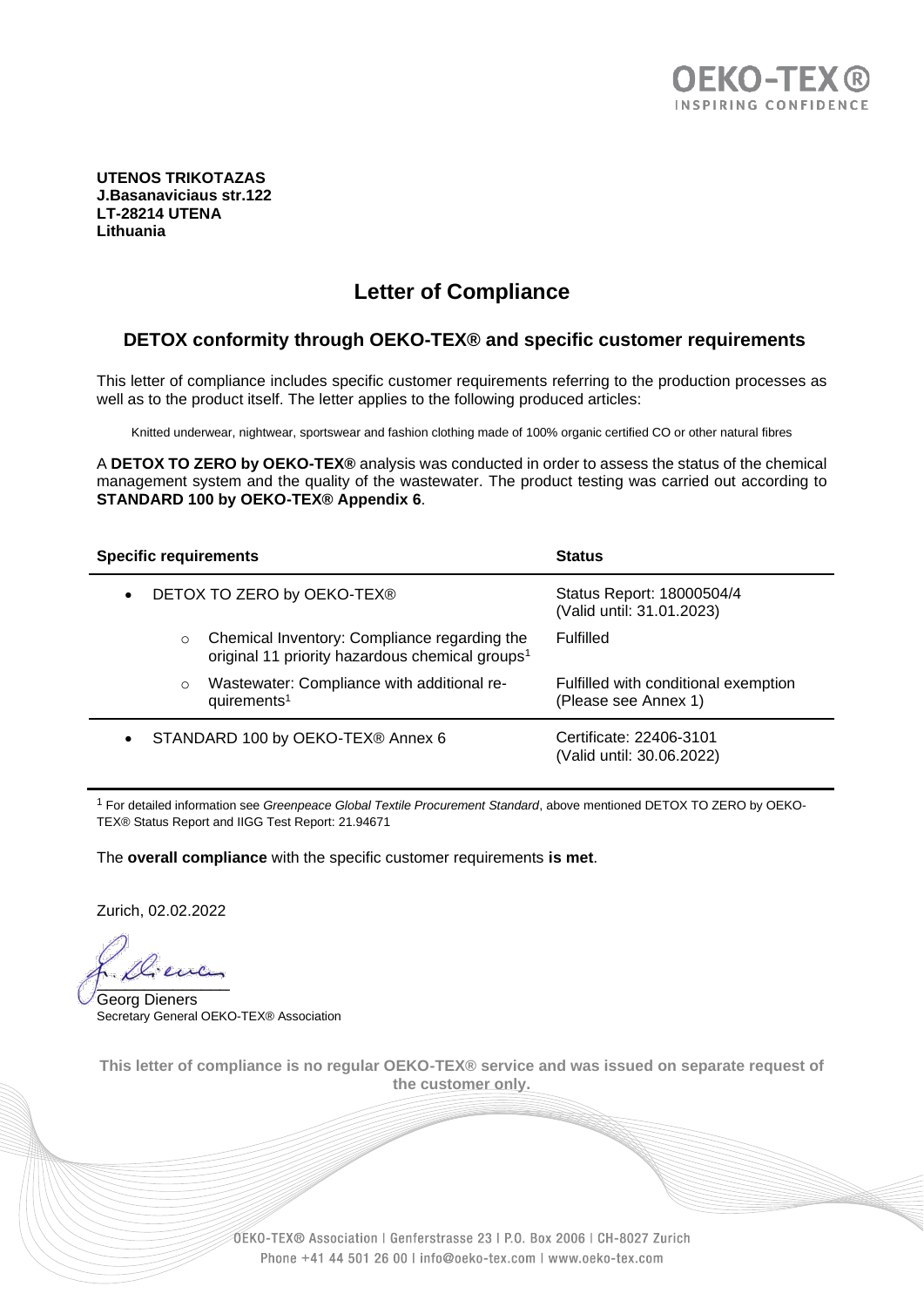OEKO-TEX®
INSPIRING CONFIDENCE

**UTENOS TRIKOTAZAS**
**J.Basanaviciaus str.122**
**LT-28214 UTENA**
**Lithuania**

# Letter of Compliance

## DETOX conformity through OEKO-TEX® and specific customer requirements

This letter of compliance includes specific customer requirements referring to the production processes as well as to the product itself. The letter applies to the following produced articles:

Knitted underwear, nightwear, sportswear and fashion clothing made of 100% organic certified CO or other natural fibres

A **DETOX TO ZERO by OEKO-TEX®** analysis was conducted in order to assess the status of the chemical management system and the quality of the wastewater. The product testing was carried out according to **STANDARD 100 by OEKO-TEX® Appendix 6**.

| **Specific requirements** | **Status** |
|---|---|
| • DETOX TO ZERO by OEKO-TEX® | Status Report: 18000504/4 (Valid until: 31.01.2023) |
| ○ Chemical Inventory: Compliance regarding the original 11 priority hazardous chemical groups[1] | Fulfilled |
| ○ Wastewater: Compliance with additional requirements[1] | Fulfilled with conditional exemption (Please see Annex 1) |
| • STANDARD 100 by OEKO-TEX® Annex 6 | Certificate: 22406-3101 (Valid until: 30.06.2022) |

[1] For detailed information see *Greenpeace Global Textile Procurement Standard*, above mentioned DETOX TO ZERO by OEKO-TEX® Status Report and IIGG Test Report: 21.94671

The **overall compliance** with the specific customer requirements **is met**.

Zurich, 02.02.2022

Georg Dieners
Secretary General OEKO-TEX® Association

**This letter of compliance is no regular OEKO-TEX® service and was issued on separate request of the customer only.**

OEKO-TEX® Association | Genferstrasse 23 | P.O. Box 2006 | CH-8027 Zurich
Phone +41 44 501 26 00 | info@oeko-tex.com | www.oeko-tex.com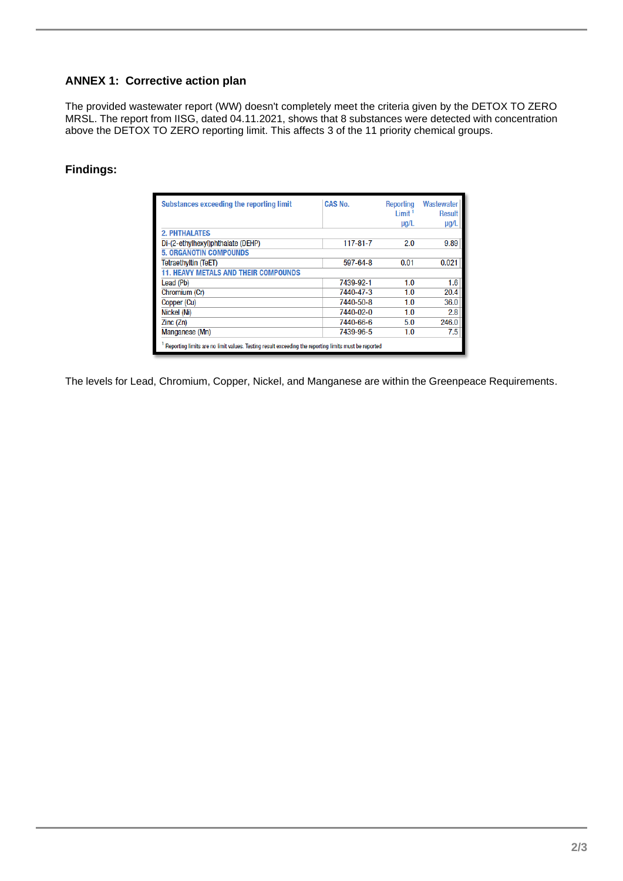## ANNEX 1: Corrective action plan

The provided wastewater report (WW) doesn't completely meet the criteria given by the DETOX TO ZERO MRSL. The report from IISG, dated 04.11.2021, shows that 8 substances were detected with concentration above the DETOX TO ZERO reporting limit. This affects 3 of the 11 priority chemical groups.

### Findings:

| Substances exceeding the reporting limit | CAS No. | Reporting Limit [1] µg/L | Wastewater Result µg/L |
|---|---|---|---|
| **2. PHTHALATES** | | | |
| Di-(2-ethylhexyl)phthalate (DEHP) | 117-81-7 | 2.0 | 9.89 |
| **5. ORGANOTIN COMPOUNDS** | | | |
| Tetraethyltin (TeET) | 597-64-8 | 0.01 | 0.021 |
| **11. HEAVY METALS AND THEIR COMPOUNDS** | | | |
| Lead (Pb) | 7439-92-1 | 1.0 | 1.6 |
| Chromium (Cr) | 7440-47-3 | 1.0 | 20.4 |
| Copper (Cu) | 7440-50-8 | 1.0 | 36.0 |
| Nickel (Ni) | 7440-02-0 | 1.0 | 2.8 |
| Zinc (Zn) | 7440-66-6 | 5.0 | 246.0 |
| Manganese (Mn) | 7439-96-5 | 1.0 | 7.5 |

[1] Reporting limits are no limit values. Testing result exceeding the reporting limits must be reported

The levels for Lead, Chromium, Copper, Nickel, and Manganese are within the Greenpeace Requirements.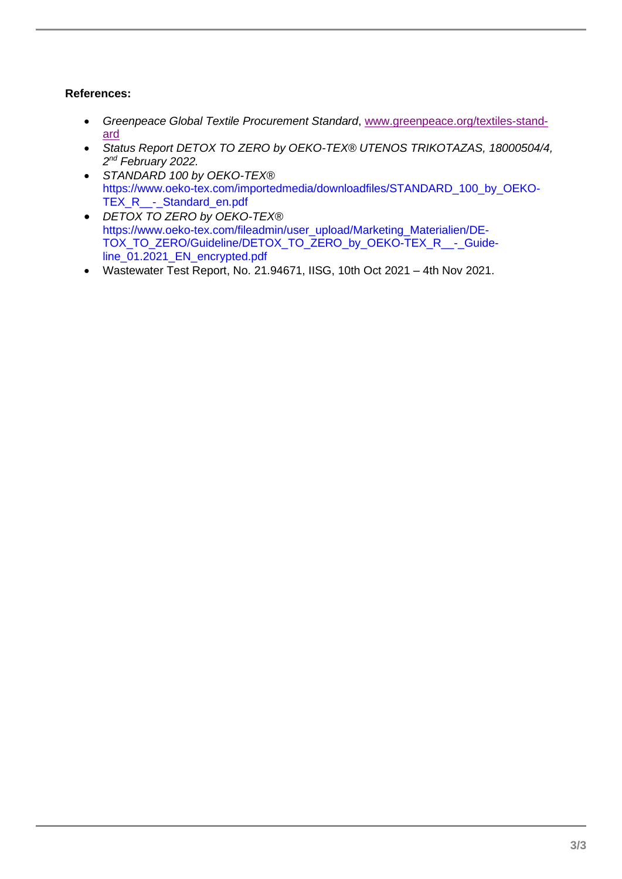**References:**

- *Greenpeace Global Textile Procurement Standard*, www.greenpeace.org/textiles-standard
- *Status Report DETOX TO ZERO by OEKO-TEX® UTENOS TRIKOTAZAS, 18000504/4, 2nd February 2022.*
- *STANDARD 100 by OEKO-TEX®* https://www.oeko-tex.com/importedmedia/downloadfiles/STANDARD_100_by_OEKO-TEX_R__-_Standard_en.pdf
- *DETOX TO ZERO by OEKO-TEX®* https://www.oeko-tex.com/fileadmin/user_upload/Marketing_Materialien/DETOX_TO_ZERO/Guideline/DETOX_TO_ZERO_by_OEKO-TEX_R__-_Guideline_01.2021_EN_encrypted.pdf
- Wastewater Test Report, No. 21.94671, IISG, 10th Oct 2021 – 4th Nov 2021.